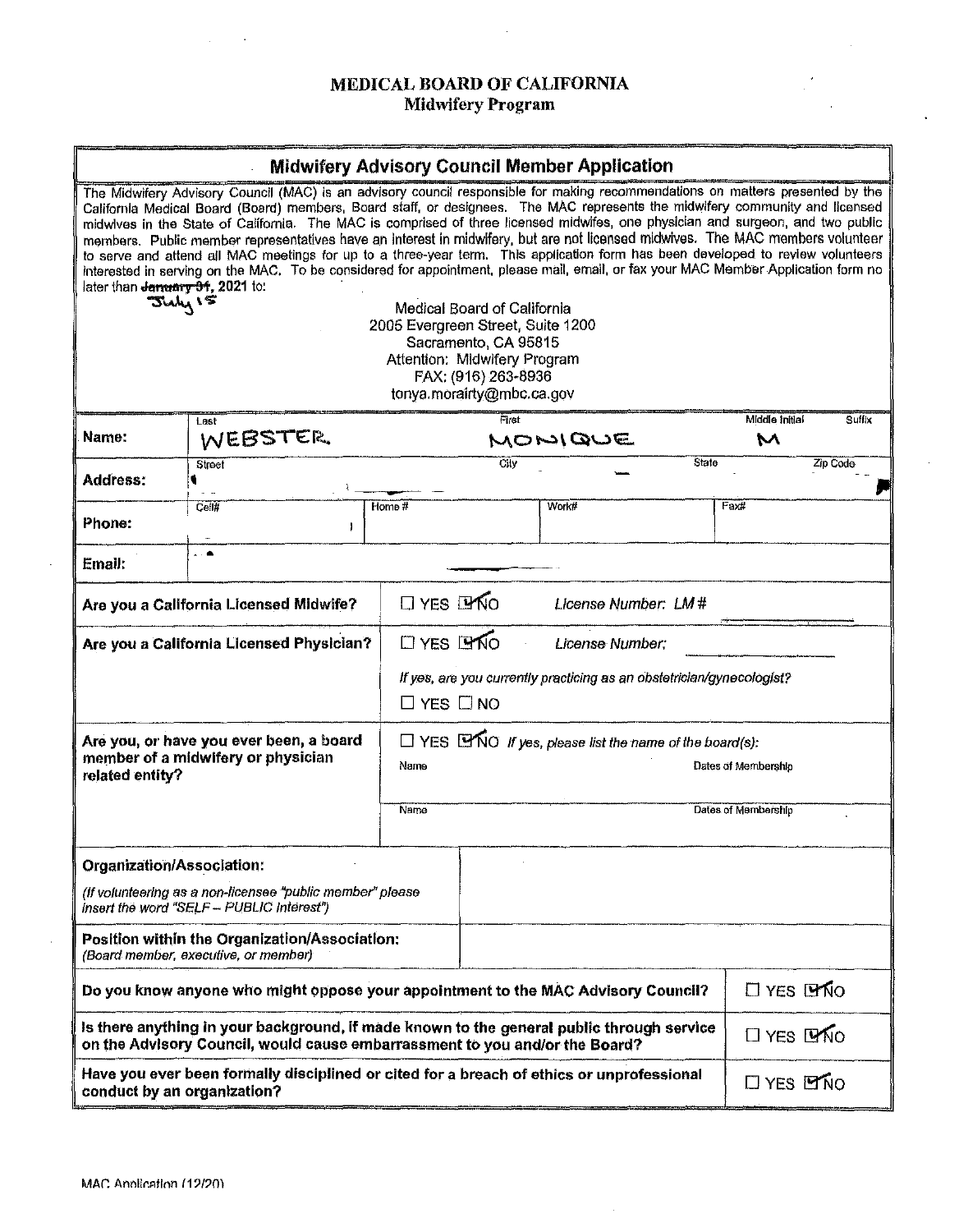# MEDICAL BOARD OF CALIFORNIA
## Midwifery Program

## Midwifery Advisory Council Member Application

The Midwifery Advisory Council (MAC) is an advisory council responsible for making recommendations on matters presented by the California Medical Board (Board) members, Board staff, or designees. The MAC represents the midwifery community and licensed midwives in the State of California. The MAC is comprised of three licensed midwifes, one physician and surgeon, and two public members. Public member representatives have an interest in midwifery, but are not licensed midwives. The MAC members volunteer to serve and attend all MAC meetings for up to a three-year term. This application form has been developed to review volunteers interested in serving on the MAC. To be considered for appointment, please mail, email, or fax your MAC Member Application form no later than ~~January 31~~ July 15, 2021 to:

Medical Board of California
2005 Evergreen Street, Suite 1200
Sacramento, CA 95815
Attention: Midwifery Program
FAX: (916) 263-8936
tonya.morairty@mbc.ca.gov

| | | | | |
|---|---|---|---|---|
| **Name:** | Last: WEBSTER | First: MONIQUE | Middle Initial: M | Suffix: |
| **Address:** | Street: | City: | State: | Zip Code: |
| **Phone:** | Cell#: | Home #: | Work#: | Fax#: |
| **Email:** | | | | |

| | |
|---|---|
| **Are you a California Licensed Midwife?** | ☐ YES ☑ NO *License Number: LM #* |
| **Are you a California Licensed Physician?** | ☐ YES ☑ NO *License Number:* <br> *If yes, are you currently practicing as an obstetrician/gynecologist?* <br> ☐ YES ☐ NO |
| **Are you, or have you ever been, a board member of a midwifery or physician related entity?** | ☐ YES ☑ NO *If yes, please list the name of the board(s):* <br> Name / Dates of Membership <br> Name / Dates of Membership |
| **Organization/Association:** <br> *(If volunteering as a non-licensee "public member" please insert the word "SELF – PUBLIC interest")* | |
| **Position within the Organization/Association:** <br> *(Board member, executive, or member)* | |

| | |
|---|---|
| **Do you know anyone who might oppose your appointment to the MAC Advisory Council?** | ☐ YES ☑ NO |
| **Is there anything in your background, if made known to the general public through service on the Advisory Council, would cause embarrassment to you and/or the Board?** | ☐ YES ☑ NO |
| **Have you ever been formally disciplined or cited for a breach of ethics or unprofessional conduct by an organization?** | ☐ YES ☑ NO |

MAC Application (12/20)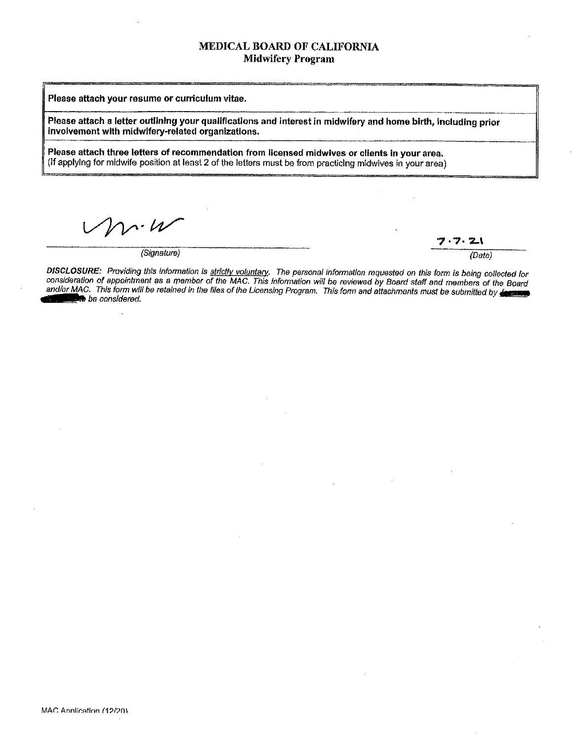**MEDICAL BOARD OF CALIFORNIA**
**Midwifery Program**

**Please attach your resume or curriculum vitae.**

**Please attach a letter outlining your qualifications and interest in midwifery and home birth, including prior involvement with midwifery-related organizations.**

**Please attach three letters of recommendation from licensed midwives or clients in your area.**
(If applying for midwife position at least 2 of the letters must be from practicing midwives in your area)

M.W

(Signature)

7.7.21

(Date)

*DISCLOSURE: Providing this information is strictly voluntary. The personal information requested on this form is being collected for consideration of appointment as a member of the MAC. This information will be reviewed by Board staff and members of the Board and/or MAC. This form will be retained in the files of the Licensing Program. This form and attachments must be submitted by [redacted] to be considered.*

MAC Application (12/20)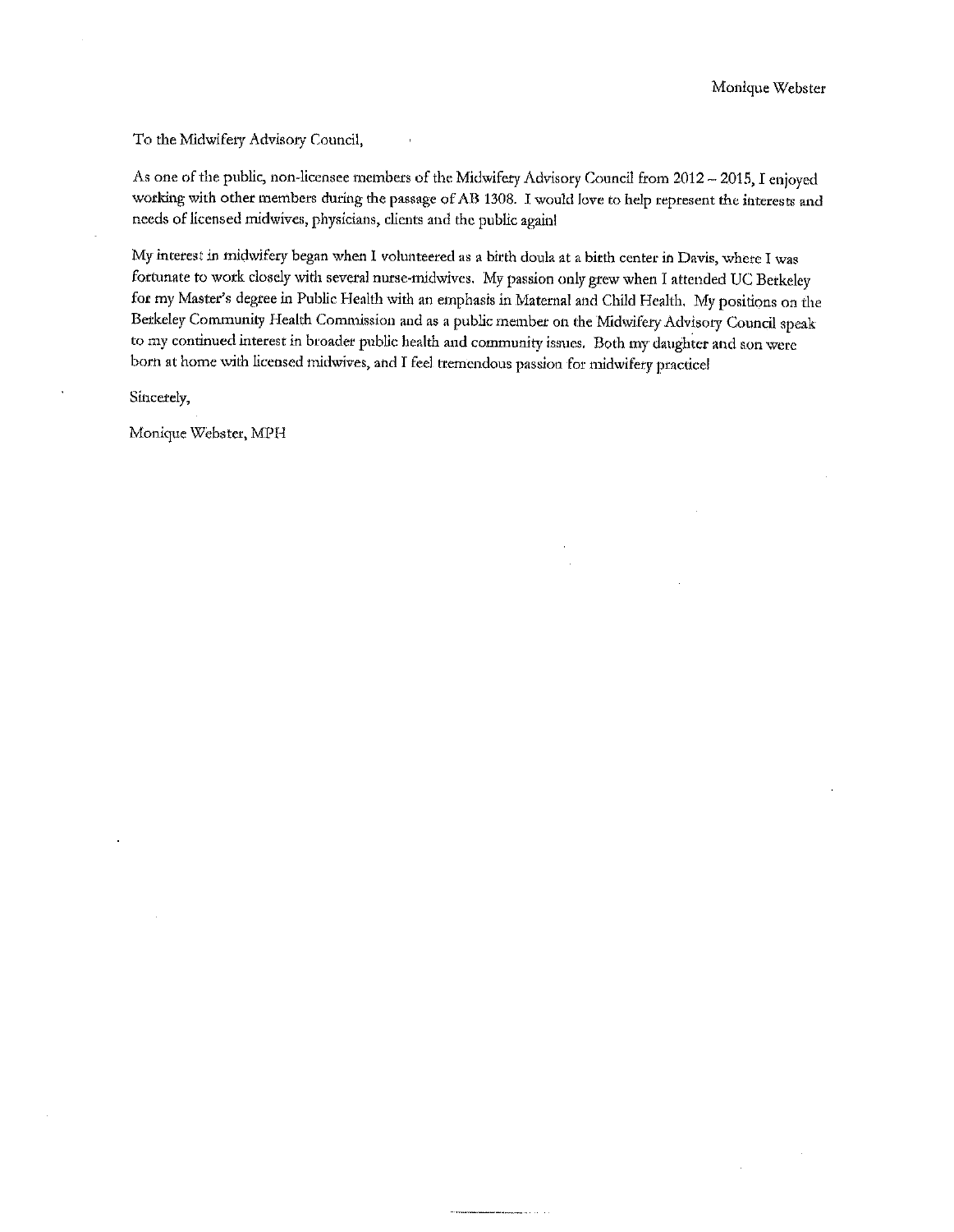Monique Webster

To the Midwifery Advisory Council,

As one of the public, non-licensee members of the Midwifery Advisory Council from 2012 – 2015, I enjoyed working with other members during the passage of AB 1308. I would love to help represent the interests and needs of licensed midwives, physicians, clients and the public again!

My interest in midwifery began when I volunteered as a birth doula at a birth center in Davis, where I was fortunate to work closely with several nurse-midwives. My passion only grew when I attended UC Berkeley for my Master's degree in Public Health with an emphasis in Maternal and Child Health. My positions on the Berkeley Community Health Commission and as a public member on the Midwifery Advisory Council speak to my continued interest in broader public health and community issues. Both my daughter and son were born at home with licensed midwives, and I feel tremendous passion for midwifery practice!

Sincerely,

Monique Webster, MPH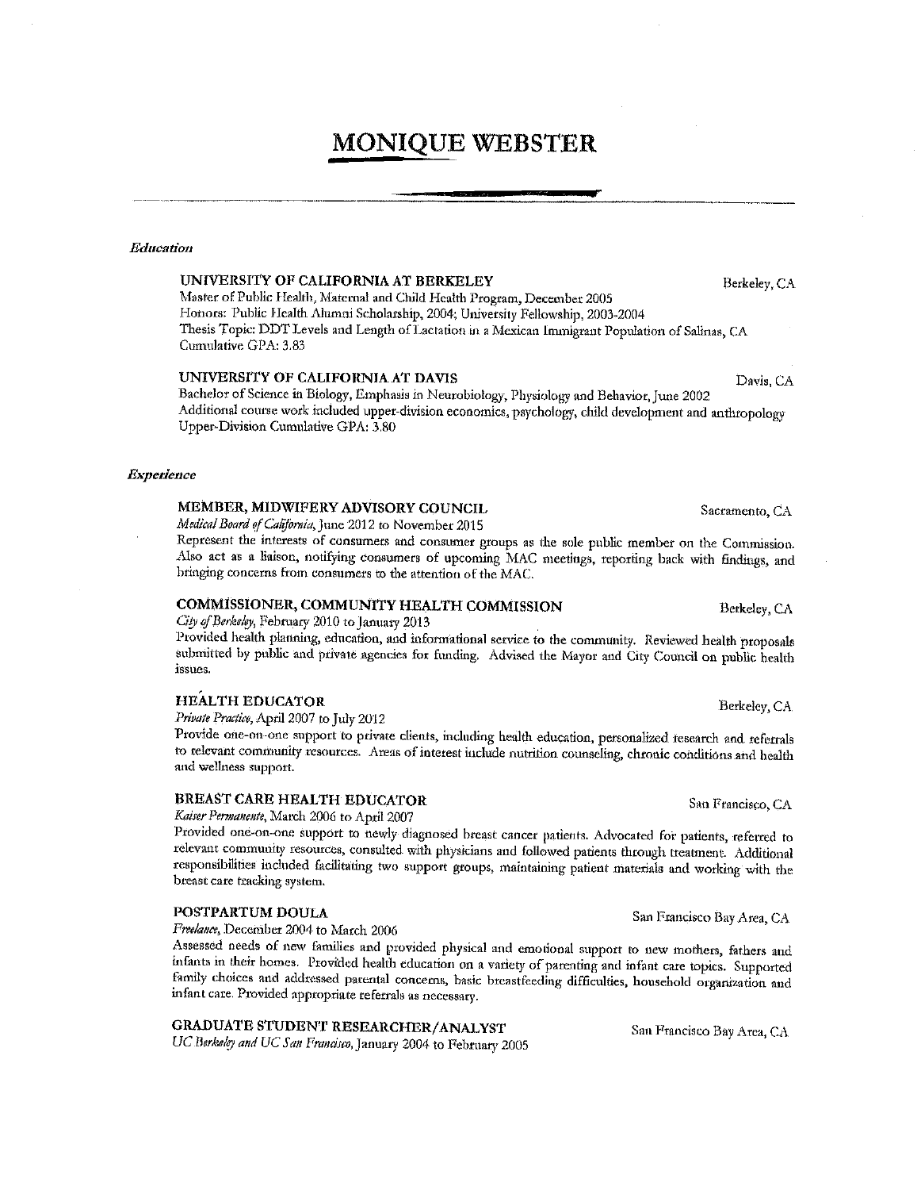# MONIQUE WEBSTER

***Education***

**UNIVERSITY OF CALIFORNIA AT BERKELEY** — Berkeley, CA

Master of Public Health, Maternal and Child Health Program, December 2005
Honors: Public Health Alumni Scholarship, 2004; University Fellowship, 2003-2004
Thesis Topic: DDT Levels and Length of Lactation in a Mexican Immigrant Population of Salinas, CA
Cumulative GPA: 3.83

**UNIVERSITY OF CALIFORNIA AT DAVIS** — Davis, CA

Bachelor of Science in Biology, Emphasis in Neurobiology, Physiology and Behavior, June 2002
Additional course work included upper-division economics, psychology, child development and anthropology
Upper-Division Cumulative GPA: 3.80

***Experience***

**MEMBER, MIDWIFERY ADVISORY COUNCIL** — Sacramento, CA

*Medical Board of California*, June 2012 to November 2015

Represent the interests of consumers and consumer groups as the sole public member on the Commission. Also act as a liaison, notifying consumers of upcoming MAC meetings, reporting back with findings, and bringing concerns from consumers to the attention of the MAC.

**COMMISSIONER, COMMUNITY HEALTH COMMISSION** — Berkeley, CA

*City of Berkeley*, February 2010 to January 2013

Provided health planning, education, and informational service to the community. Reviewed health proposals submitted by public and private agencies for funding. Advised the Mayor and City Council on public health issues.

**HEALTH EDUCATOR** — Berkeley, CA

*Private Practice*, April 2007 to July 2012

Provide one-on-one support to private clients, including health education, personalized research and referrals to relevant community resources. Areas of interest include nutrition counseling, chronic conditions and health and wellness support.

**BREAST CARE HEALTH EDUCATOR** — San Francisco, CA

*Kaiser Permanente*, March 2006 to April 2007

Provided one-on-one support to newly diagnosed breast cancer patients. Advocated for patients, referred to relevant community resources, consulted with physicians and followed patients through treatment. Additional responsibilities included facilitating two support groups, maintaining patient materials and working with the breast care tracking system.

**POSTPARTUM DOULA** — San Francisco Bay Area, CA

*Freelance*, December 2004 to March 2006

Assessed needs of new families and provided physical and emotional support to new mothers, fathers and infants in their homes. Provided health education on a variety of parenting and infant care topics. Supported family choices and addressed parental concerns, basic breastfeeding difficulties, household organization and infant care. Provided appropriate referrals as necessary.

**GRADUATE STUDENT RESEARCHER/ANALYST** — San Francisco Bay Area, CA

*UC Berkeley and UC San Francisco*, January 2004 to February 2005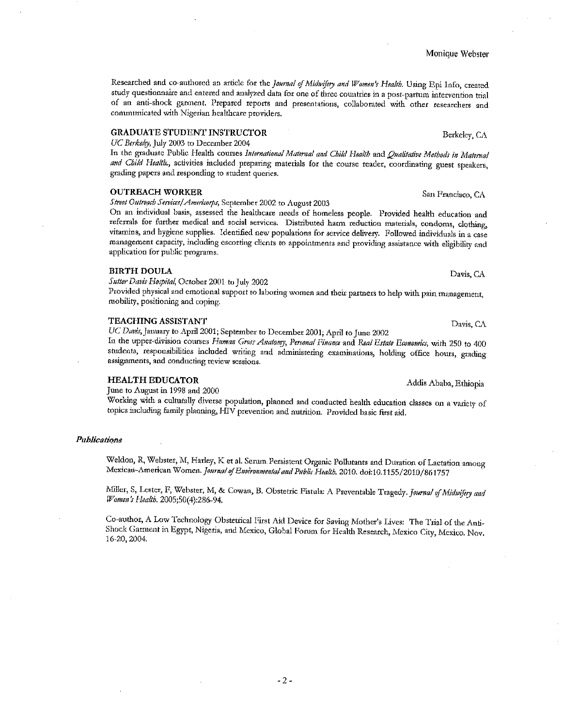Researched and co-authored an article for the *Journal of Midwifery and Women's Health*. Using Epi Info, created study questionnaire and entered and analyzed data for one of three countries in a post-partum intervention trial of an anti-shock garment. Prepared reports and presentations, collaborated with other researchers and communicated with Nigerian healthcare providers.

**GRADUATE STUDENT INSTRUCTOR** — Berkeley, CA

*UC Berkeley*, July 2003 to December 2004

In the graduate Public Health courses *International Maternal and Child Health* and *Qualitative Methods in Maternal and Child Health*., activities included preparing materials for the course reader, coordinating guest speakers, grading papers and responding to student queries.

**OUTREACH WORKER** — San Francisco, CA

*Street Outreach Services/Americorps*, September 2002 to August 2003

On an individual basis, assessed the healthcare needs of homeless people. Provided health education and referrals for further medical and social services. Distributed harm reduction materials, condoms, clothing, vitamins, and hygiene supplies. Identified new populations for service delivery. Followed individuals in a case management capacity, including escorting clients to appointments and providing assistance with eligibility and application for public programs.

**BIRTH DOULA** — Davis, CA

*Sutter Davis Hospital*, October 2001 to July 2002

Provided physical and emotional support to laboring women and their partners to help with pain management, mobility, positioning and coping.

**TEACHING ASSISTANT** — Davis, CA

*UC Davis*, January to April 2001; September to December 2001; April to June 2002

In the upper-division courses *Human Gross Anatomy*, *Personal Finance* and *Real Estate Economics*, with 250 to 400 students, responsibilities included writing and administering examinations, holding office hours, grading assignments, and conducting review sessions.

**HEALTH EDUCATOR** — Addis Ababa, Ethiopia

June to August in 1998 and 2000

Working with a culturally diverse population, planned and conducted health education classes on a variety of topics including family planning, HIV prevention and nutrition. Provided basic first aid.

## *Publications*

Weldon, R, Webster, M, Harley, K et al. Serum Persistent Organic Pollutants and Duration of Lactation among Mexican-American Women. *Journal of Environmental and Public Health*. 2010. doi:10.1155/2010/861757

Miller, S, Lester, F, Webster, M, & Cowan, B. Obstetric Fistula: A Preventable Tragedy. *Journal of Midwifery and Women's Health*. 2005;50(4):286-94.

Co-author, A Low Technology Obstetrical First Aid Device for Saving Mother's Lives: The Trial of the Anti-Shock Garment in Egypt, Nigeria, and Mexico, Global Forum for Health Research, Mexico City, Mexico. Nov. 16-20, 2004.